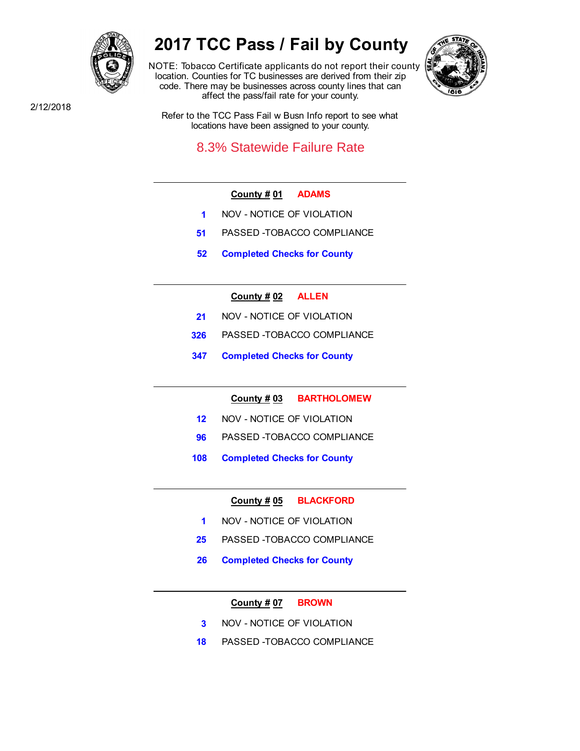2/12/2018

# 2017 TCC Pass / Fail by County

NOTE: Tobacco Certificate applicants do not report their county location. Counties for TC businesses are derived from their zip code. There may be businesses across county lines that can affect the pass/fail rate for your county.

Refer to the TCC Pass Fail w Busn Info report to see what locations have been assigned to your county.

8.3% Statewide Failure Rate

---

**County # 01** **ADAMS**

**1** NOV - NOTICE OF VIOLATION

**51** PASSED -TOBACCO COMPLIANCE

**52** **Completed Checks for County**

---

**County # 02** **ALLEN**

**21** NOV - NOTICE OF VIOLATION

**326** PASSED -TOBACCO COMPLIANCE

**347** **Completed Checks for County**

---

**County # 03** **BARTHOLOMEW**

**12** NOV - NOTICE OF VIOLATION

**96** PASSED -TOBACCO COMPLIANCE

**108** **Completed Checks for County**

---

**County # 05** **BLACKFORD**

**1** NOV - NOTICE OF VIOLATION

**25** PASSED -TOBACCO COMPLIANCE

**26** **Completed Checks for County**

---

**County # 07** **BROWN**

**3** NOV - NOTICE OF VIOLATION

**18** PASSED -TOBACCO COMPLIANCE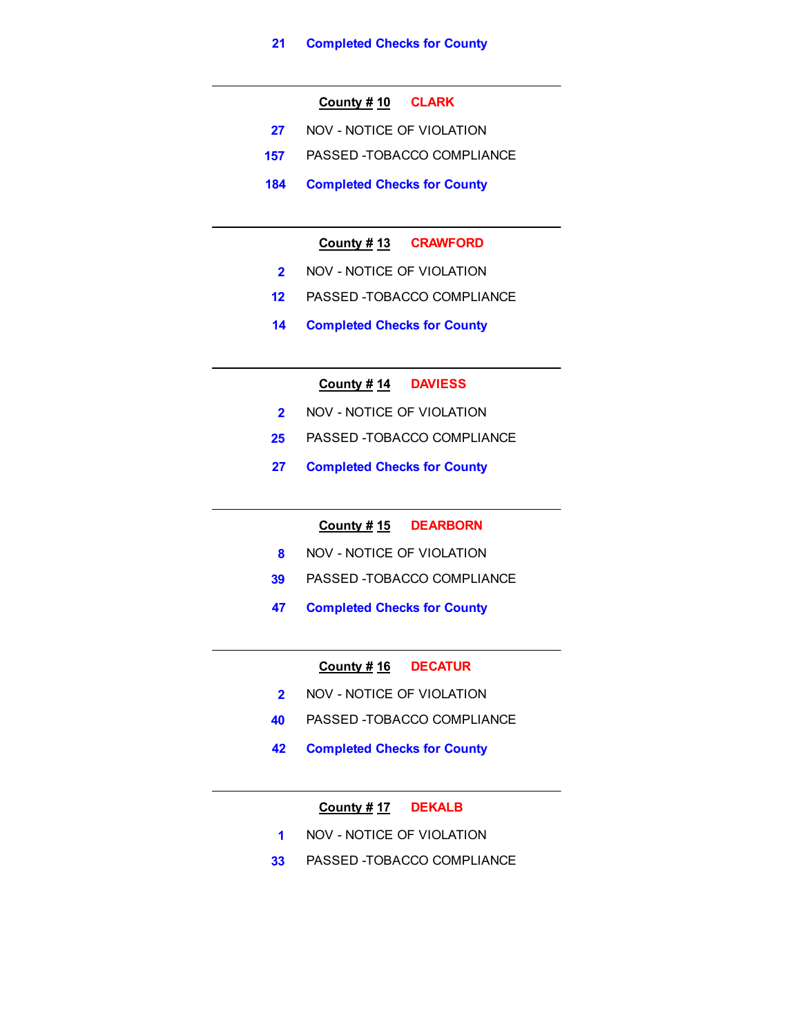21 **Completed Checks for County**

---

**County # 10** **CLARK**

27 NOV - NOTICE OF VIOLATION

157 PASSED -TOBACCO COMPLIANCE

184 **Completed Checks for County**

---

**County # 13** **CRAWFORD**

2 NOV - NOTICE OF VIOLATION

12 PASSED -TOBACCO COMPLIANCE

14 **Completed Checks for County**

---

**County # 14** **DAVIESS**

2 NOV - NOTICE OF VIOLATION

25 PASSED -TOBACCO COMPLIANCE

27 **Completed Checks for County**

---

**County # 15** **DEARBORN**

8 NOV - NOTICE OF VIOLATION

39 PASSED -TOBACCO COMPLIANCE

47 **Completed Checks for County**

---

**County # 16** **DECATUR**

2 NOV - NOTICE OF VIOLATION

40 PASSED -TOBACCO COMPLIANCE

42 **Completed Checks for County**

---

**County # 17** **DEKALB**

1 NOV - NOTICE OF VIOLATION

33 PASSED -TOBACCO COMPLIANCE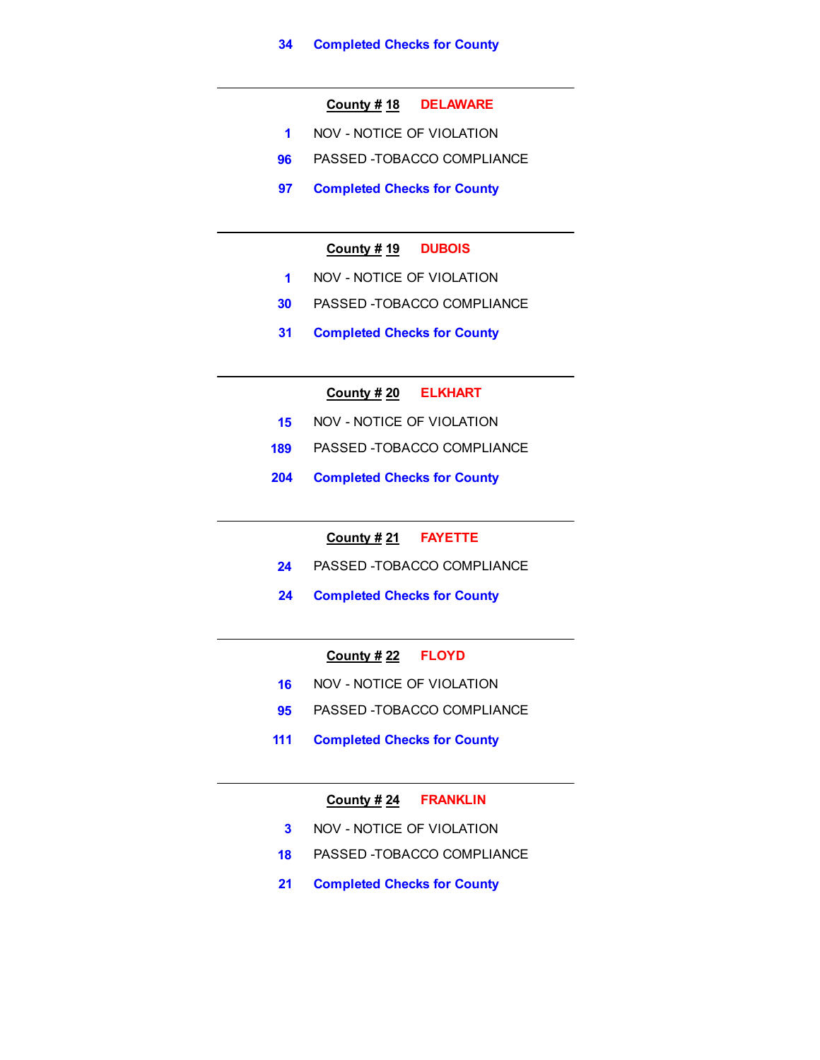34 **Completed Checks for County**

---

**County # 18** **DELAWARE**

1 NOV - NOTICE OF VIOLATION

96 PASSED -TOBACCO COMPLIANCE

97 **Completed Checks for County**

---

**County # 19** **DUBOIS**

1 NOV - NOTICE OF VIOLATION

30 PASSED -TOBACCO COMPLIANCE

31 **Completed Checks for County**

---

**County # 20** **ELKHART**

15 NOV - NOTICE OF VIOLATION

189 PASSED -TOBACCO COMPLIANCE

204 **Completed Checks for County**

---

**County # 21** **FAYETTE**

24 PASSED -TOBACCO COMPLIANCE

24 **Completed Checks for County**

---

**County # 22** **FLOYD**

16 NOV - NOTICE OF VIOLATION

95 PASSED -TOBACCO COMPLIANCE

111 **Completed Checks for County**

---

**County # 24** **FRANKLIN**

3 NOV - NOTICE OF VIOLATION

18 PASSED -TOBACCO COMPLIANCE

21 **Completed Checks for County**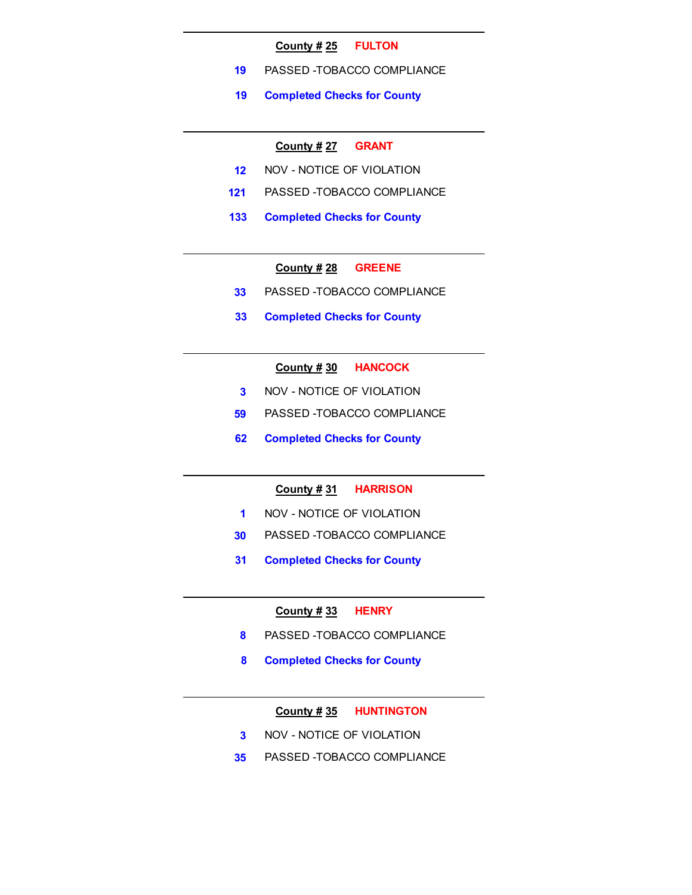---

**County # 25** **FULTON**

**19** PASSED -TOBACCO COMPLIANCE

**19** **Completed Checks for County**

---

**County # 27** **GRANT**

**12** NOV - NOTICE OF VIOLATION

**121** PASSED -TOBACCO COMPLIANCE

**133** **Completed Checks for County**

---

**County # 28** **GREENE**

**33** PASSED -TOBACCO COMPLIANCE

**33** **Completed Checks for County**

---

**County # 30** **HANCOCK**

**3** NOV - NOTICE OF VIOLATION

**59** PASSED -TOBACCO COMPLIANCE

**62** **Completed Checks for County**

---

**County # 31** **HARRISON**

**1** NOV - NOTICE OF VIOLATION

**30** PASSED -TOBACCO COMPLIANCE

**31** **Completed Checks for County**

---

**County # 33** **HENRY**

**8** PASSED -TOBACCO COMPLIANCE

**8** **Completed Checks for County**

---

**County # 35** **HUNTINGTON**

**3** NOV - NOTICE OF VIOLATION

**35** PASSED -TOBACCO COMPLIANCE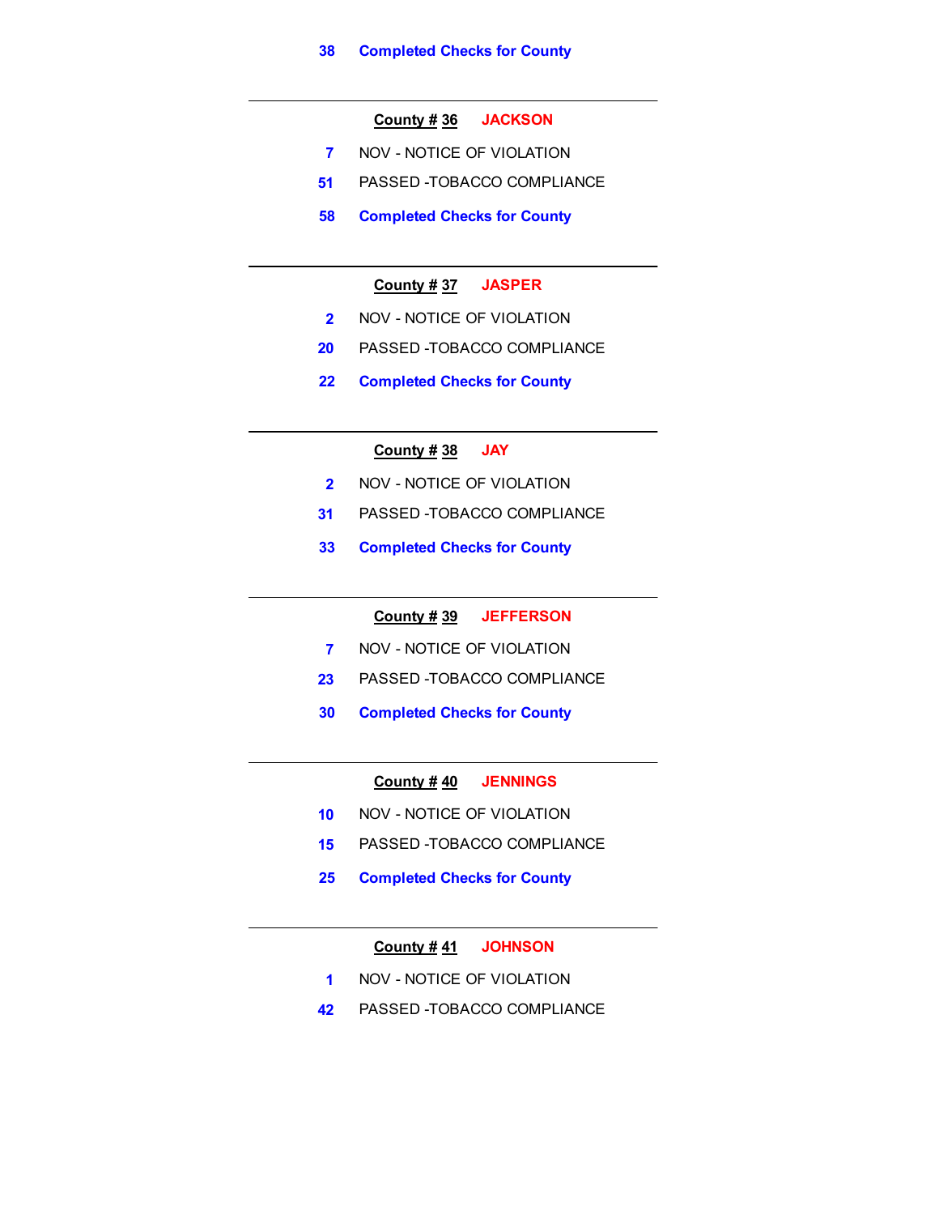38 **Completed Checks for County**

---

**County # 36** **JACKSON**

7 NOV - NOTICE OF VIOLATION

51 PASSED -TOBACCO COMPLIANCE

58 **Completed Checks for County**

---

**County # 37** **JASPER**

2 NOV - NOTICE OF VIOLATION

20 PASSED -TOBACCO COMPLIANCE

22 **Completed Checks for County**

---

**County # 38** **JAY**

2 NOV - NOTICE OF VIOLATION

31 PASSED -TOBACCO COMPLIANCE

33 **Completed Checks for County**

---

**County # 39** **JEFFERSON**

7 NOV - NOTICE OF VIOLATION

23 PASSED -TOBACCO COMPLIANCE

30 **Completed Checks for County**

---

**County # 40** **JENNINGS**

10 NOV - NOTICE OF VIOLATION

15 PASSED -TOBACCO COMPLIANCE

25 **Completed Checks for County**

---

**County # 41** **JOHNSON**

1 NOV - NOTICE OF VIOLATION

42 PASSED -TOBACCO COMPLIANCE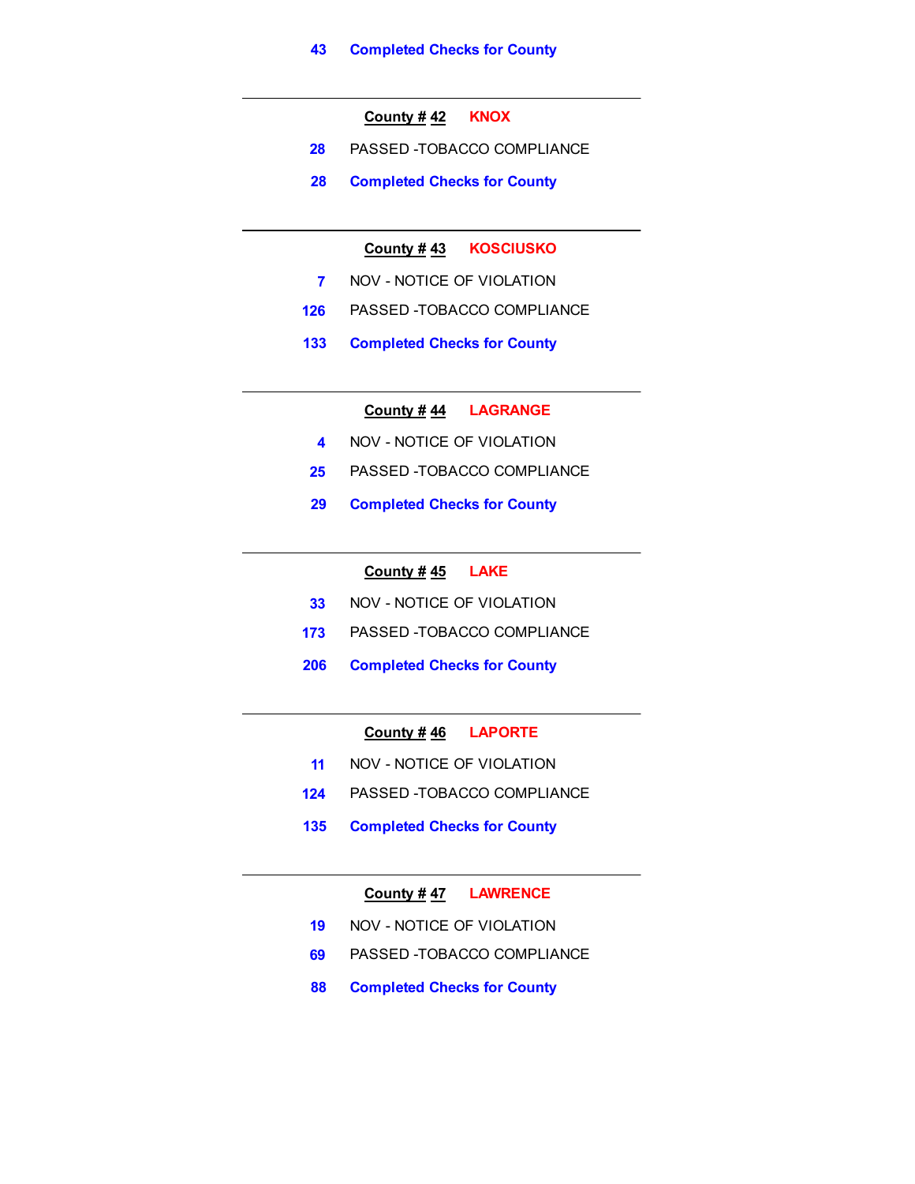**43** **Completed Checks for County**

---

**County # 42** **KNOX**

**28** PASSED -TOBACCO COMPLIANCE

**28** **Completed Checks for County**

---

**County # 43** **KOSCIUSKO**

**7** NOV - NOTICE OF VIOLATION

**126** PASSED -TOBACCO COMPLIANCE

**133** **Completed Checks for County**

---

**County # 44** **LAGRANGE**

**4** NOV - NOTICE OF VIOLATION

**25** PASSED -TOBACCO COMPLIANCE

**29** **Completed Checks for County**

---

**County # 45** **LAKE**

**33** NOV - NOTICE OF VIOLATION

**173** PASSED -TOBACCO COMPLIANCE

**206** **Completed Checks for County**

---

**County # 46** **LAPORTE**

**11** NOV - NOTICE OF VIOLATION

**124** PASSED -TOBACCO COMPLIANCE

**135** **Completed Checks for County**

---

**County # 47** **LAWRENCE**

**19** NOV - NOTICE OF VIOLATION

**69** PASSED -TOBACCO COMPLIANCE

**88** **Completed Checks for County**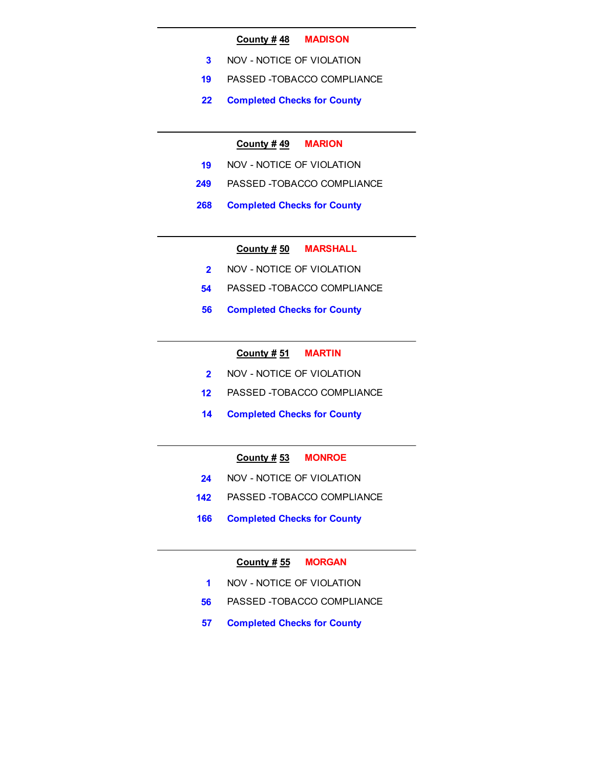**County # 48** **MADISON**

| | |
|---|---|
| 3 | NOV - NOTICE OF VIOLATION |
| 19 | PASSED -TOBACCO COMPLIANCE |
| **22** | **Completed Checks for County** |

---

**County # 49** **MARION**

| | |
|---|---|
| 19 | NOV - NOTICE OF VIOLATION |
| 249 | PASSED -TOBACCO COMPLIANCE |
| **268** | **Completed Checks for County** |

---

**County # 50** **MARSHALL**

| | |
|---|---|
| 2 | NOV - NOTICE OF VIOLATION |
| 54 | PASSED -TOBACCO COMPLIANCE |
| **56** | **Completed Checks for County** |

---

**County # 51** **MARTIN**

| | |
|---|---|
| 2 | NOV - NOTICE OF VIOLATION |
| 12 | PASSED -TOBACCO COMPLIANCE |
| **14** | **Completed Checks for County** |

---

**County # 53** **MONROE**

| | |
|---|---|
| 24 | NOV - NOTICE OF VIOLATION |
| 142 | PASSED -TOBACCO COMPLIANCE |
| **166** | **Completed Checks for County** |

---

**County # 55** **MORGAN**

| | |
|---|---|
| 1 | NOV - NOTICE OF VIOLATION |
| 56 | PASSED -TOBACCO COMPLIANCE |
| **57** | **Completed Checks for County** |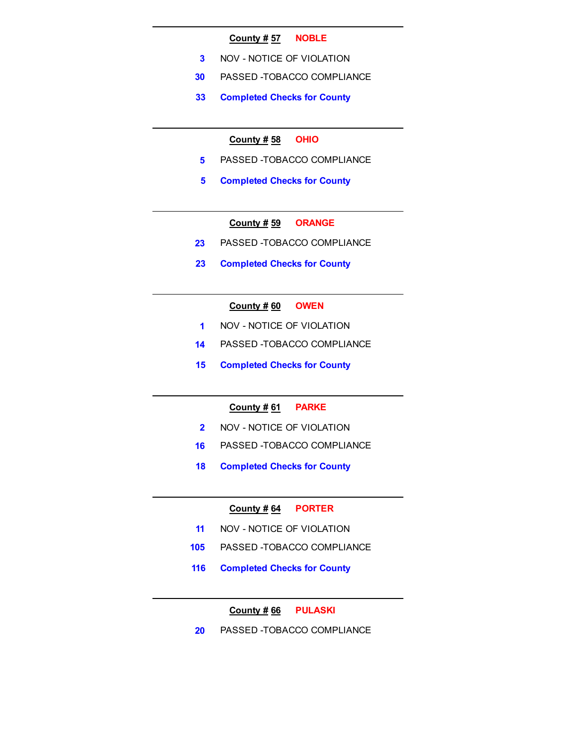---

**County # 57** **NOBLE**

| | |
|---|---|
| 3 | NOV - NOTICE OF VIOLATION |
| 30 | PASSED -TOBACCO COMPLIANCE |
| **33** | **Completed Checks for County** |

---

**County # 58** **OHIO**

| | |
|---|---|
| 5 | PASSED -TOBACCO COMPLIANCE |
| **5** | **Completed Checks for County** |

---

**County # 59** **ORANGE**

| | |
|---|---|
| 23 | PASSED -TOBACCO COMPLIANCE |
| **23** | **Completed Checks for County** |

---

**County # 60** **OWEN**

| | |
|---|---|
| 1 | NOV - NOTICE OF VIOLATION |
| 14 | PASSED -TOBACCO COMPLIANCE |
| **15** | **Completed Checks for County** |

---

**County # 61** **PARKE**

| | |
|---|---|
| 2 | NOV - NOTICE OF VIOLATION |
| 16 | PASSED -TOBACCO COMPLIANCE |
| **18** | **Completed Checks for County** |

---

**County # 64** **PORTER**

| | |
|---|---|
| 11 | NOV - NOTICE OF VIOLATION |
| 105 | PASSED -TOBACCO COMPLIANCE |
| **116** | **Completed Checks for County** |

---

**County # 66** **PULASKI**

| | |
|---|---|
| 20 | PASSED -TOBACCO COMPLIANCE |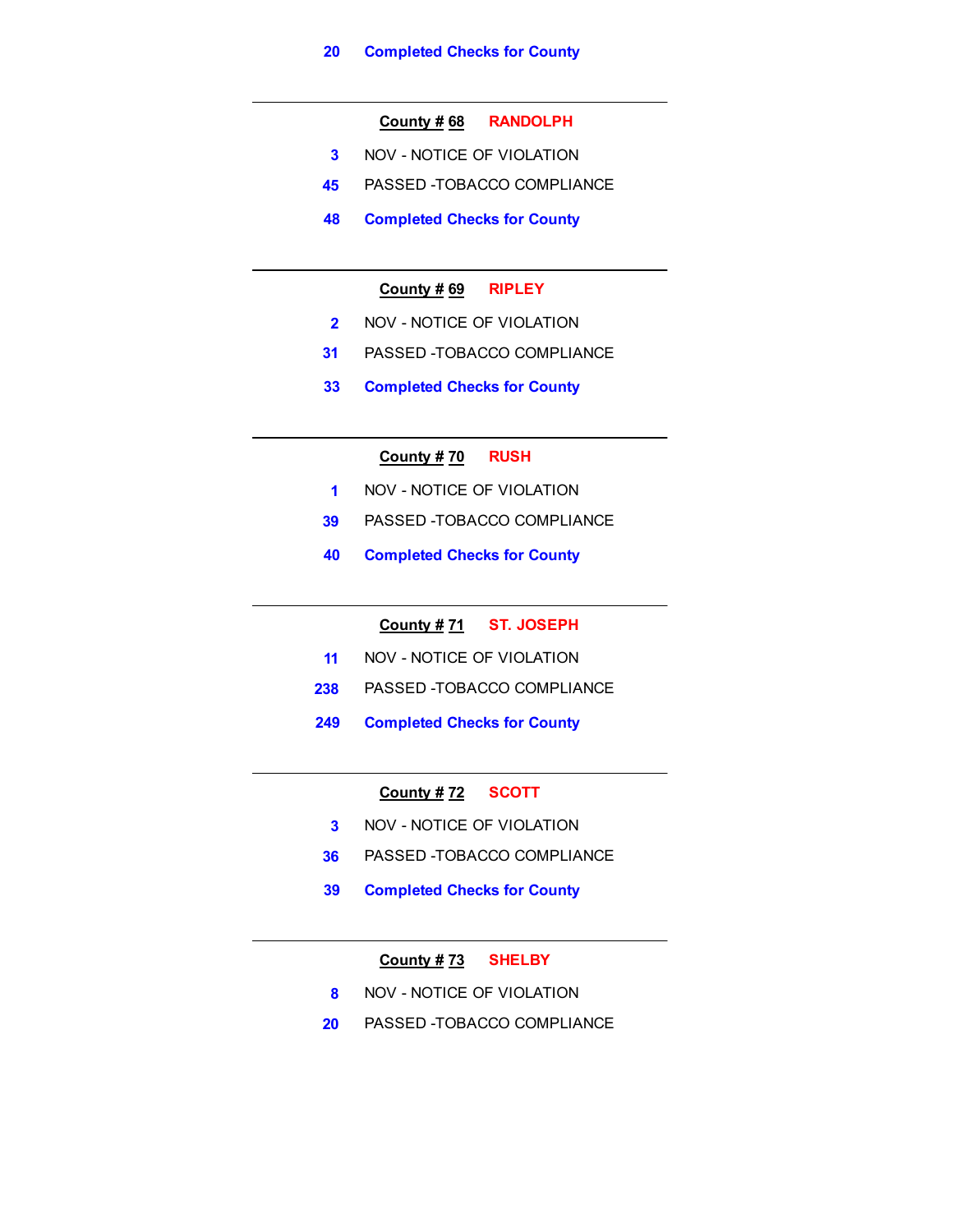**20** **Completed Checks for County**

---

**County # 68** **RANDOLPH**

**3** NOV - NOTICE OF VIOLATION

**45** PASSED -TOBACCO COMPLIANCE

**48** **Completed Checks for County**

---

**County # 69** **RIPLEY**

**2** NOV - NOTICE OF VIOLATION

**31** PASSED -TOBACCO COMPLIANCE

**33** **Completed Checks for County**

---

**County # 70** **RUSH**

**1** NOV - NOTICE OF VIOLATION

**39** PASSED -TOBACCO COMPLIANCE

**40** **Completed Checks for County**

---

**County # 71** **ST. JOSEPH**

**11** NOV - NOTICE OF VIOLATION

**238** PASSED -TOBACCO COMPLIANCE

**249** **Completed Checks for County**

---

**County # 72** **SCOTT**

**3** NOV - NOTICE OF VIOLATION

**36** PASSED -TOBACCO COMPLIANCE

**39** **Completed Checks for County**

---

**County # 73** **SHELBY**

**8** NOV - NOTICE OF VIOLATION

**20** PASSED -TOBACCO COMPLIANCE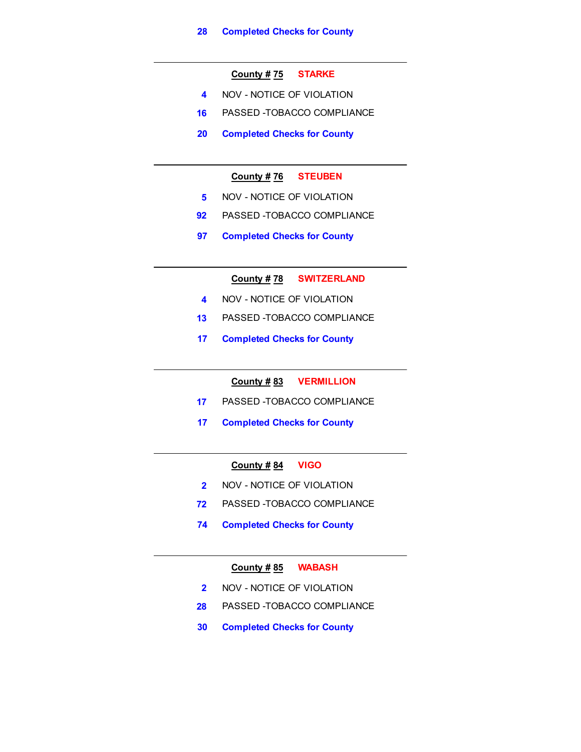**28 Completed Checks for County**

---

**County # 75 STARKE**

4 NOV - NOTICE OF VIOLATION

16 PASSED -TOBACCO COMPLIANCE

**20 Completed Checks for County**

---

**County # 76 STEUBEN**

5 NOV - NOTICE OF VIOLATION

92 PASSED -TOBACCO COMPLIANCE

**97 Completed Checks for County**

---

**County # 78 SWITZERLAND**

4 NOV - NOTICE OF VIOLATION

13 PASSED -TOBACCO COMPLIANCE

**17 Completed Checks for County**

---

**County # 83 VERMILLION**

17 PASSED -TOBACCO COMPLIANCE

**17 Completed Checks for County**

---

**County # 84 VIGO**

2 NOV - NOTICE OF VIOLATION

72 PASSED -TOBACCO COMPLIANCE

**74 Completed Checks for County**

---

**County # 85 WABASH**

2 NOV - NOTICE OF VIOLATION

28 PASSED -TOBACCO COMPLIANCE

**30 Completed Checks for County**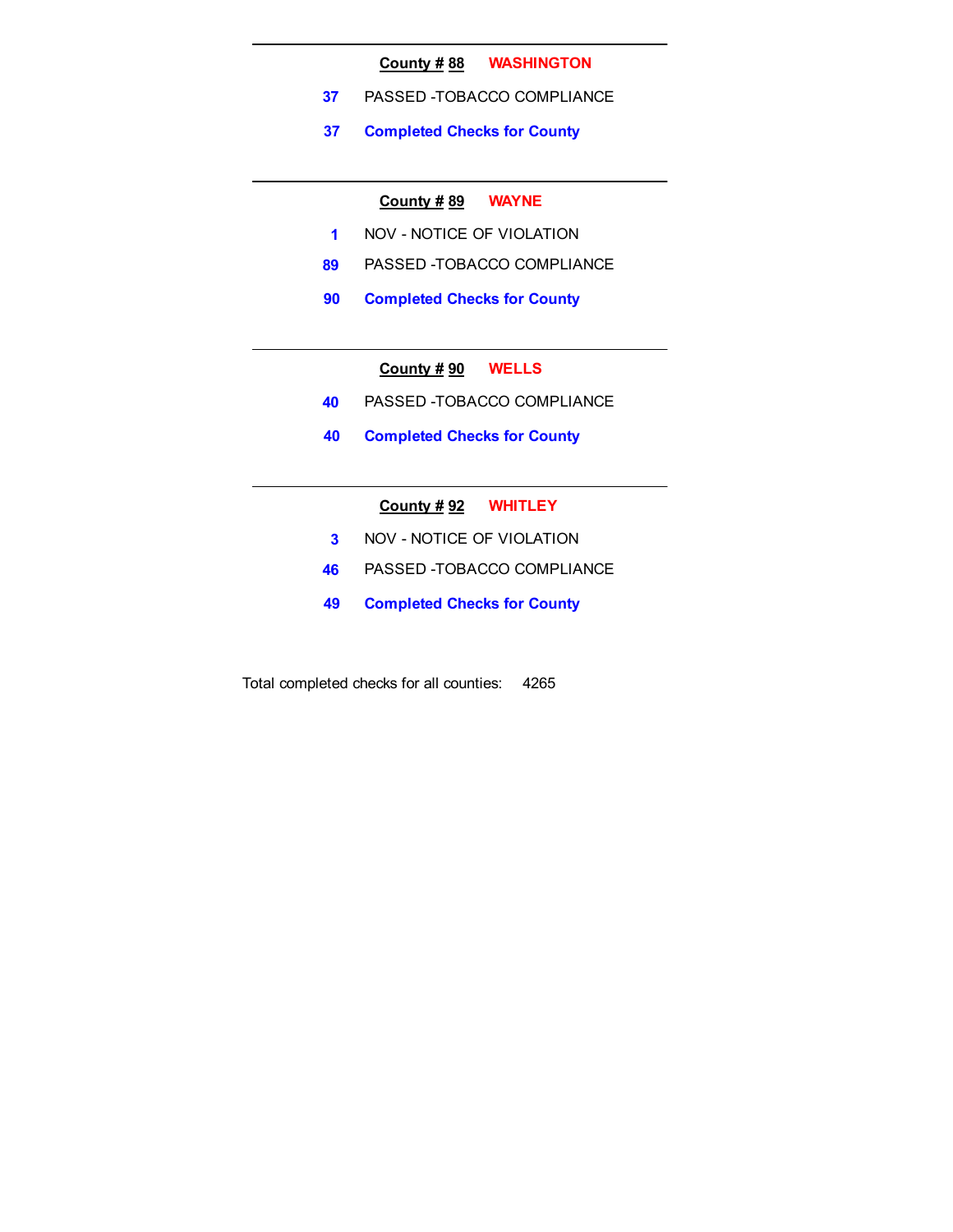**County # 88** WASHINGTON

37 PASSED -TOBACCO COMPLIANCE

**37 Completed Checks for County**

---

**County # 89** WAYNE

1 NOV - NOTICE OF VIOLATION

89 PASSED -TOBACCO COMPLIANCE

**90 Completed Checks for County**

---

**County # 90** WELLS

40 PASSED -TOBACCO COMPLIANCE

**40 Completed Checks for County**

---

**County # 92** WHITLEY

3 NOV - NOTICE OF VIOLATION

46 PASSED -TOBACCO COMPLIANCE

**49 Completed Checks for County**

Total completed checks for all counties: 4265